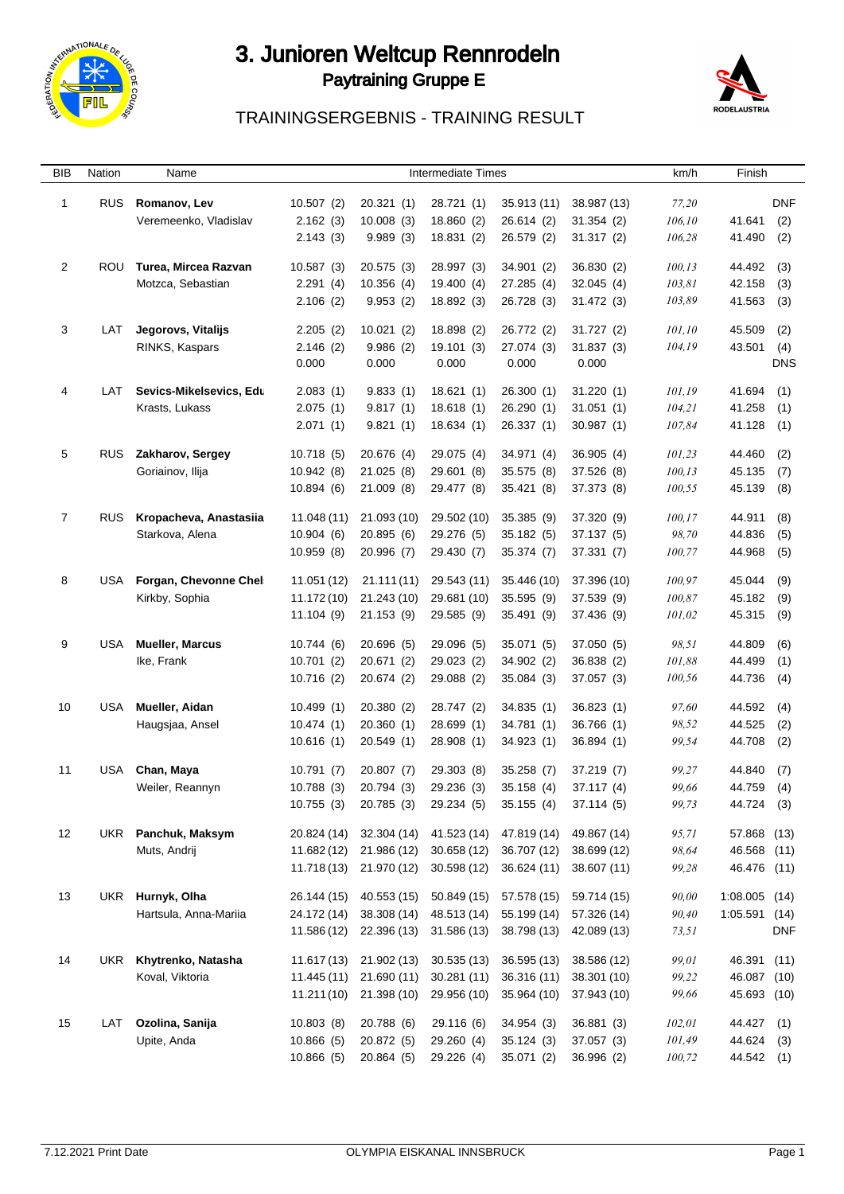# 3. Junioren Weltcup Rennrodeln

## Paytraining Gruppe E

### TRAININGSERGEBNIS - TRAINING RESULT

| BIB | Nation | Name | Intermediate Times | | | | | km/h | Finish |
|---|---|---|---|---|---|---|---|---|---|
| 1 | RUS | **Romanov, Lev** | 10.507 (2) | 20.321 (1) | 28.721 (1) | 35.913 (11) | 38.987 (13) | 77,20 | DNF |
| | | Veremeenko, Vladislav | 2.162 (3) | 10.008 (3) | 18.860 (2) | 26.614 (2) | 31.354 (2) | 106,10 | 41.641 (2) |
| | | | 2.143 (3) | 9.989 (3) | 18.831 (2) | 26.579 (2) | 31.317 (2) | 106,28 | 41.490 (2) |
| 2 | ROU | **Turea, Mircea Razvan** | 10.587 (3) | 20.575 (3) | 28.997 (3) | 34.901 (2) | 36.830 (2) | 100,13 | 44.492 (3) |
| | | Motzca, Sebastian | 2.291 (4) | 10.356 (4) | 19.400 (4) | 27.285 (4) | 32.045 (4) | 103,81 | 42.158 (3) |
| | | | 2.106 (2) | 9.953 (2) | 18.892 (3) | 26.728 (3) | 31.472 (3) | 103,89 | 41.563 (3) |
| 3 | LAT | **Jegorovs, Vitalijs** | 2.205 (2) | 10.021 (2) | 18.898 (2) | 26.772 (2) | 31.727 (2) | 101,10 | 45.509 (2) |
| | | RINKS, Kaspars | 2.146 (2) | 9.986 (2) | 19.101 (3) | 27.074 (3) | 31.837 (3) | 104,19 | 43.501 (4) |
| | | | 0.000 | 0.000 | 0.000 | 0.000 | 0.000 | | DNS |
| 4 | LAT | **Sevics-Mikelsevics, Edu** | 2.083 (1) | 9.833 (1) | 18.621 (1) | 26.300 (1) | 31.220 (1) | 101,19 | 41.694 (1) |
| | | Krasts, Lukass | 2.075 (1) | 9.817 (1) | 18.618 (1) | 26.290 (1) | 31.051 (1) | 104,21 | 41.258 (1) |
| | | | 2.071 (1) | 9.821 (1) | 18.634 (1) | 26.337 (1) | 30.987 (1) | 107,84 | 41.128 (1) |
| 5 | RUS | **Zakharov, Sergey** | 10.718 (5) | 20.676 (4) | 29.075 (4) | 34.971 (4) | 36.905 (4) | 101,23 | 44.460 (2) |
| | | Goriainov, Ilija | 10.942 (8) | 21.025 (8) | 29.601 (8) | 35.575 (8) | 37.526 (8) | 100,13 | 45.135 (7) |
| | | | 10.894 (6) | 21.009 (8) | 29.477 (8) | 35.421 (8) | 37.373 (8) | 100,55 | 45.139 (8) |
| 7 | RUS | **Kropacheva, Anastasiia** | 11.048 (11) | 21.093 (10) | 29.502 (10) | 35.385 (9) | 37.320 (9) | 100,17 | 44.911 (8) |
| | | Starkova, Alena | 10.904 (6) | 20.895 (6) | 29.276 (5) | 35.182 (5) | 37.137 (5) | 98,70 | 44.836 (5) |
| | | | 10.959 (8) | 20.996 (7) | 29.430 (7) | 35.374 (7) | 37.331 (7) | 100,77 | 44.968 (5) |
| 8 | USA | **Forgan, Chevonne Chel** | 11.051 (12) | 21.111 (11) | 29.543 (11) | 35.446 (10) | 37.396 (10) | 100,97 | 45.044 (9) |
| | | Kirkby, Sophia | 11.172 (10) | 21.243 (10) | 29.681 (10) | 35.595 (9) | 37.539 (9) | 100,87 | 45.182 (9) |
| | | | 11.104 (9) | 21.153 (9) | 29.585 (9) | 35.491 (9) | 37.436 (9) | 101,02 | 45.315 (9) |
| 9 | USA | **Mueller, Marcus** | 10.744 (6) | 20.696 (5) | 29.096 (5) | 35.071 (5) | 37.050 (5) | 98,51 | 44.809 (6) |
| | | Ike, Frank | 10.701 (2) | 20.671 (2) | 29.023 (2) | 34.902 (2) | 36.838 (2) | 101,88 | 44.499 (1) |
| | | | 10.716 (2) | 20.674 (2) | 29.088 (2) | 35.084 (3) | 37.057 (3) | 100,56 | 44.736 (4) |
| 10 | USA | **Mueller, Aidan** | 10.499 (1) | 20.380 (2) | 28.747 (2) | 34.835 (1) | 36.823 (1) | 97,60 | 44.592 (4) |
| | | Haugsjaa, Ansel | 10.474 (1) | 20.360 (1) | 28.699 (1) | 34.781 (1) | 36.766 (1) | 98,52 | 44.525 (2) |
| | | | 10.616 (1) | 20.549 (1) | 28.908 (1) | 34.923 (1) | 36.894 (1) | 99,54 | 44.708 (2) |
| 11 | USA | **Chan, Maya** | 10.791 (7) | 20.807 (7) | 29.303 (8) | 35.258 (7) | 37.219 (7) | 99,27 | 44.840 (7) |
| | | Weiler, Reannyn | 10.788 (3) | 20.794 (3) | 29.236 (3) | 35.158 (4) | 37.117 (4) | 99,66 | 44.759 (4) |
| | | | 10.755 (3) | 20.785 (3) | 29.234 (5) | 35.155 (4) | 37.114 (5) | 99,73 | 44.724 (3) |
| 12 | UKR | **Panchuk, Maksym** | 20.824 (14) | 32.304 (14) | 41.523 (14) | 47.819 (14) | 49.867 (14) | 95,71 | 57.868 (13) |
| | | Muts, Andrij | 11.682 (12) | 21.986 (12) | 30.658 (12) | 36.707 (12) | 38.699 (12) | 98,64 | 46.568 (11) |
| | | | 11.718 (13) | 21.970 (12) | 30.598 (12) | 36.624 (11) | 38.607 (11) | 99,28 | 46.476 (11) |
| 13 | UKR | **Hurnyk, Olha** | 26.144 (15) | 40.553 (15) | 50.849 (15) | 57.578 (15) | 59.714 (15) | 90,00 | 1:08.005 (14) |
| | | Hartsula, Anna-Mariia | 24.172 (14) | 38.308 (14) | 48.513 (14) | 55.199 (14) | 57.326 (14) | 90,40 | 1:05.591 (14) |
| | | | 11.586 (12) | 22.396 (13) | 31.586 (13) | 38.798 (13) | 42.089 (13) | 73,51 | DNF |
| 14 | UKR | **Khytrenko, Natasha** | 11.617 (13) | 21.902 (13) | 30.535 (13) | 36.595 (13) | 38.586 (12) | 99,01 | 46.391 (11) |
| | | Koval, Viktoria | 11.445 (11) | 21.690 (11) | 30.281 (11) | 36.316 (11) | 38.301 (10) | 99,22 | 46.087 (10) |
| | | | 11.211 (10) | 21.398 (10) | 29.956 (10) | 35.964 (10) | 37.943 (10) | 99,66 | 45.693 (10) |
| 15 | LAT | **Ozolina, Sanija** | 10.803 (8) | 20.788 (6) | 29.116 (6) | 34.954 (3) | 36.881 (3) | 102,01 | 44.427 (1) |
| | | Upite, Anda | 10.866 (5) | 20.872 (5) | 29.260 (4) | 35.124 (3) | 37.057 (3) | 101,49 | 44.624 (3) |
| | | | 10.866 (5) | 20.864 (5) | 29.226 (4) | 35.071 (2) | 36.996 (2) | 100,72 | 44.542 (1) |

7.12.2021 Print Date — OLYMPIA EISKANAL INNSBRUCK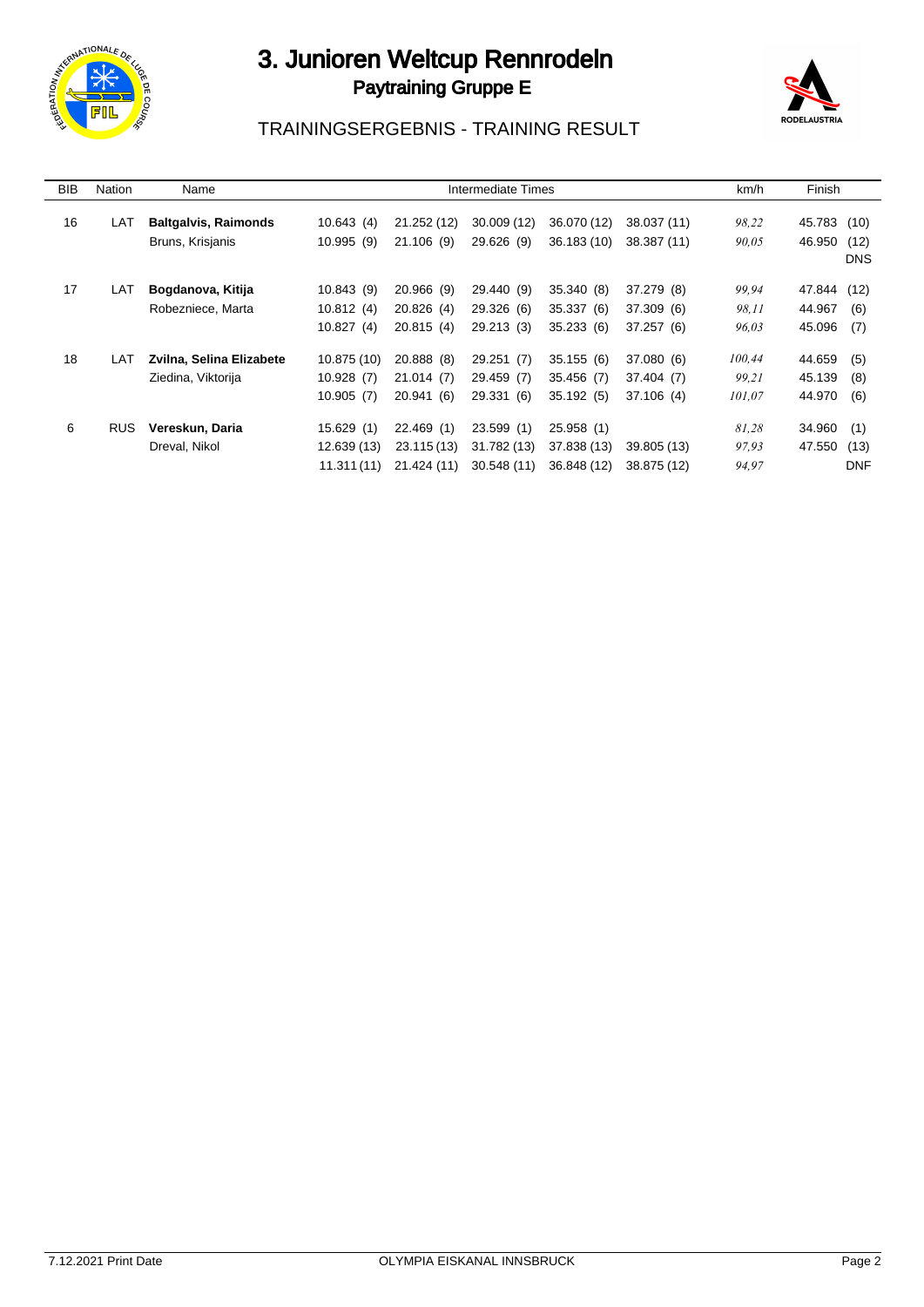# 3. Junioren Weltcup Rennrodeln

## Paytraining Gruppe E

### TRAININGSERGEBNIS - TRAINING RESULT

| BIB | Nation | Name | Intermediate Times | | | | | km/h | Finish |
|---|---|---|---|---|---|---|---|---|---|
| 16 | LAT | **Baltgalvis, Raimonds** | 10.643 (4) | 21.252 (12) | 30.009 (12) | 36.070 (12) | 38.037 (11) | *98,22* | 45.783 (10) |
| | | Bruns, Krisjanis | 10.995 (9) | 21.106 (9) | 29.626 (9) | 36.183 (10) | 38.387 (11) | *90,05* | 46.950 (12) |
| | | | | | | | | | DNS |
| 17 | LAT | **Bogdanova, Kitija** | 10.843 (9) | 20.966 (9) | 29.440 (9) | 35.340 (8) | 37.279 (8) | *99,94* | 47.844 (12) |
| | | Robezniece, Marta | 10.812 (4) | 20.826 (4) | 29.326 (6) | 35.337 (6) | 37.309 (6) | *98,11* | 44.967 (6) |
| | | | 10.827 (4) | 20.815 (4) | 29.213 (3) | 35.233 (6) | 37.257 (6) | *96,03* | 45.096 (7) |
| 18 | LAT | **Zvilna, Selina Elizabete** | 10.875 (10) | 20.888 (8) | 29.251 (7) | 35.155 (6) | 37.080 (6) | *100,44* | 44.659 (5) |
| | | Ziedina, Viktorija | 10.928 (7) | 21.014 (7) | 29.459 (7) | 35.456 (7) | 37.404 (7) | *99,21* | 45.139 (8) |
| | | | 10.905 (7) | 20.941 (6) | 29.331 (6) | 35.192 (5) | 37.106 (4) | *101,07* | 44.970 (6) |
| 6 | RUS | **Vereskun, Daria** | 15.629 (1) | 22.469 (1) | 23.599 (1) | 25.958 (1) | | *81,28* | 34.960 (1) |
| | | Dreval, Nikol | 12.639 (13) | 23.115 (13) | 31.782 (13) | 37.838 (13) | 39.805 (13) | *97,93* | 47.550 (13) |
| | | | 11.311 (11) | 21.424 (11) | 30.548 (11) | 36.848 (12) | 38.875 (12) | *94,97* | DNF |

7.12.2021 Print Date OLYMPIA EISKANAL INNSBRUCK